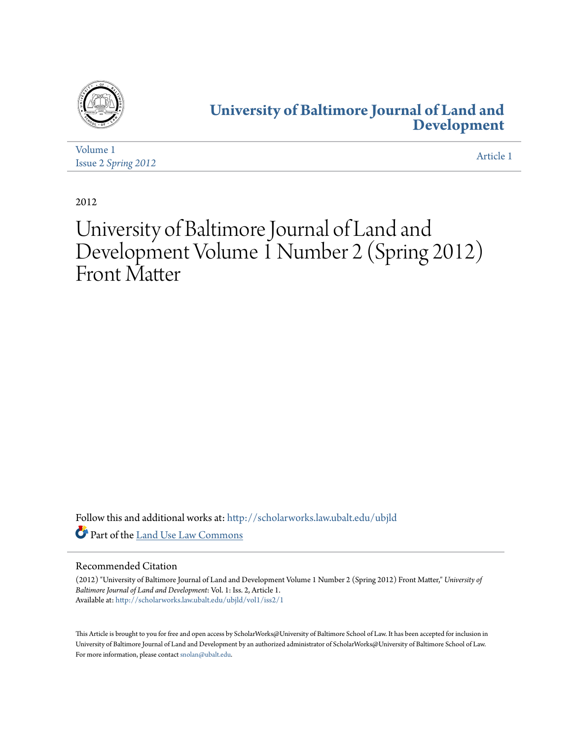# University of Baltimore Journal of Land and Development

Volume 1
Issue 2 *Spring 2012*

Article 1

2012

# University of Baltimore Journal of Land and Development Volume 1 Number 2 (Spring 2012) Front Matter

Follow this and additional works at: http://scholarworks.law.ubalt.edu/ubjld

Part of the Land Use Law Commons

## Recommended Citation

(2012) "University of Baltimore Journal of Land and Development Volume 1 Number 2 (Spring 2012) Front Matter," *University of Baltimore Journal of Land and Development*: Vol. 1: Iss. 2, Article 1.
Available at: http://scholarworks.law.ubalt.edu/ubjld/vol1/iss2/1

This Article is brought to you for free and open access by ScholarWorks@University of Baltimore School of Law. It has been accepted for inclusion in University of Baltimore Journal of Land and Development by an authorized administrator of ScholarWorks@University of Baltimore School of Law. For more information, please contact snolan@ubalt.edu.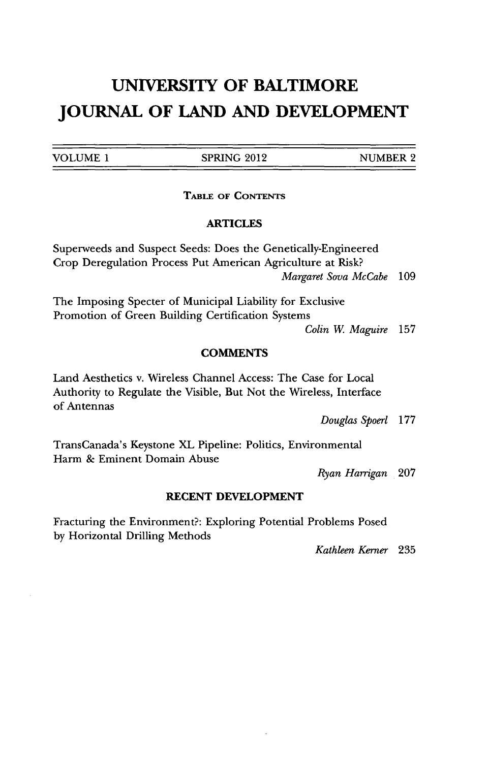# UNIVERSITY OF BALTIMORE JOURNAL OF LAND AND DEVELOPMENT

VOLUME 1 | SPRING 2012 | NUMBER 2

## TABLE OF CONTENTS

### ARTICLES

Superweeds and Suspect Seeds: Does the Genetically-Engineered Crop Deregulation Process Put American Agriculture at Risk?
*Margaret Sova McCabe* 109

The Imposing Specter of Municipal Liability for Exclusive Promotion of Green Building Certification Systems
*Colin W. Maguire* 157

### COMMENTS

Land Aesthetics v. Wireless Channel Access: The Case for Local Authority to Regulate the Visible, But Not the Wireless, Interface of Antennas
*Douglas Spoerl* 177

TransCanada's Keystone XL Pipeline: Politics, Environmental Harm & Eminent Domain Abuse
*Ryan Harrigan* 207

### RECENT DEVELOPMENT

Fracturing the Environment?: Exploring Potential Problems Posed by Horizontal Drilling Methods
*Kathleen Kerner* 235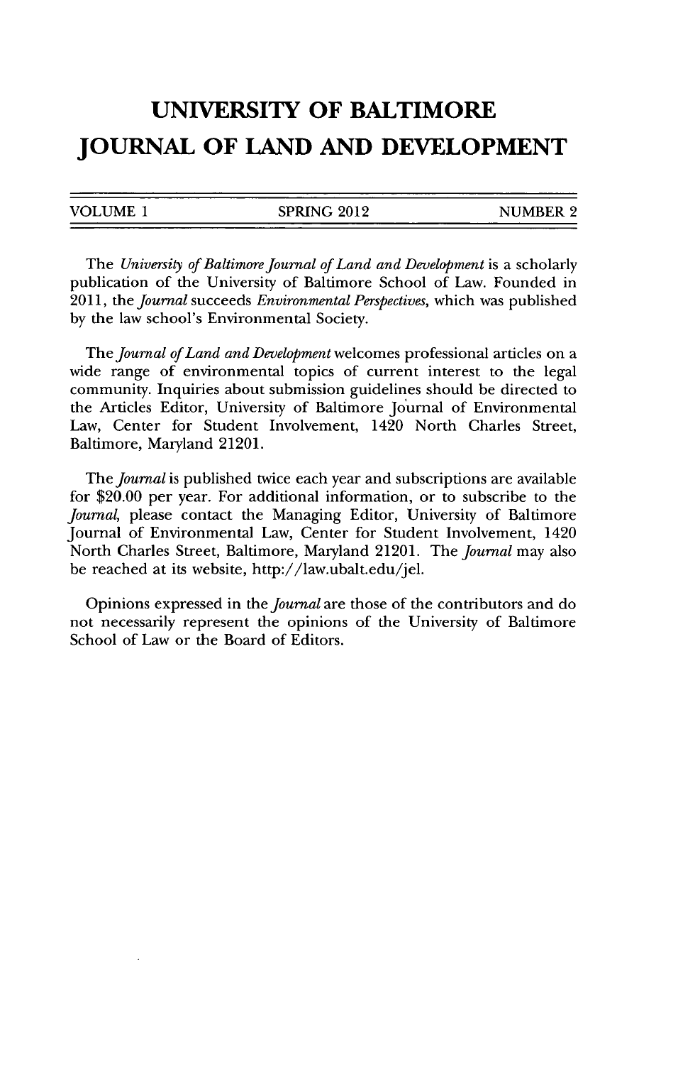# UNIVERSITY OF BALTIMORE JOURNAL OF LAND AND DEVELOPMENT

| VOLUME 1 | SPRING 2012 | NUMBER 2 |
|---|---|---|

The *University of Baltimore Journal of Land and Development* is a scholarly publication of the University of Baltimore School of Law. Founded in 2011, the *Journal* succeeds *Environmental Perspectives*, which was published by the law school's Environmental Society.

The *Journal of Land and Development* welcomes professional articles on a wide range of environmental topics of current interest to the legal community. Inquiries about submission guidelines should be directed to the Articles Editor, University of Baltimore Journal of Environmental Law, Center for Student Involvement, 1420 North Charles Street, Baltimore, Maryland 21201.

The *Journal* is published twice each year and subscriptions are available for $20.00 per year. For additional information, or to subscribe to the *Journal*, please contact the Managing Editor, University of Baltimore Journal of Environmental Law, Center for Student Involvement, 1420 North Charles Street, Baltimore, Maryland 21201. The *Journal* may also be reached at its website, http://law.ubalt.edu/jel.

Opinions expressed in the *Journal* are those of the contributors and do not necessarily represent the opinions of the University of Baltimore School of Law or the Board of Editors.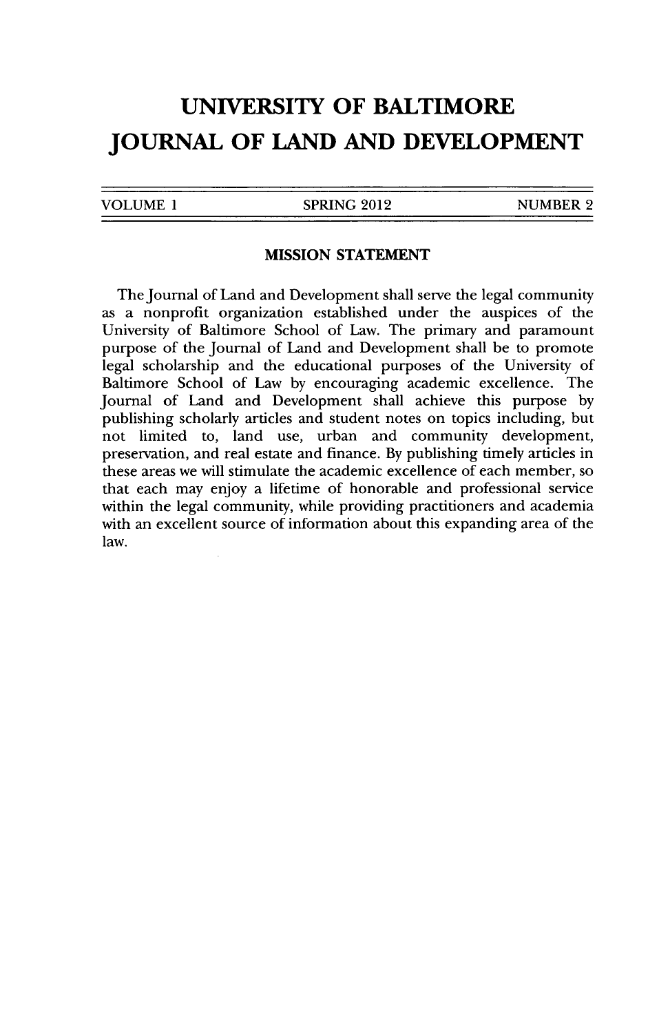# UNIVERSITY OF BALTIMORE JOURNAL OF LAND AND DEVELOPMENT

| VOLUME 1 | SPRING 2012 | NUMBER 2 |
| --- | --- | --- |

## MISSION STATEMENT

The Journal of Land and Development shall serve the legal community as a nonprofit organization established under the auspices of the University of Baltimore School of Law. The primary and paramount purpose of the Journal of Land and Development shall be to promote legal scholarship and the educational purposes of the University of Baltimore School of Law by encouraging academic excellence. The Journal of Land and Development shall achieve this purpose by publishing scholarly articles and student notes on topics including, but not limited to, land use, urban and community development, preservation, and real estate and finance. By publishing timely articles in these areas we will stimulate the academic excellence of each member, so that each may enjoy a lifetime of honorable and professional service within the legal community, while providing practitioners and academia with an excellent source of information about this expanding area of the law.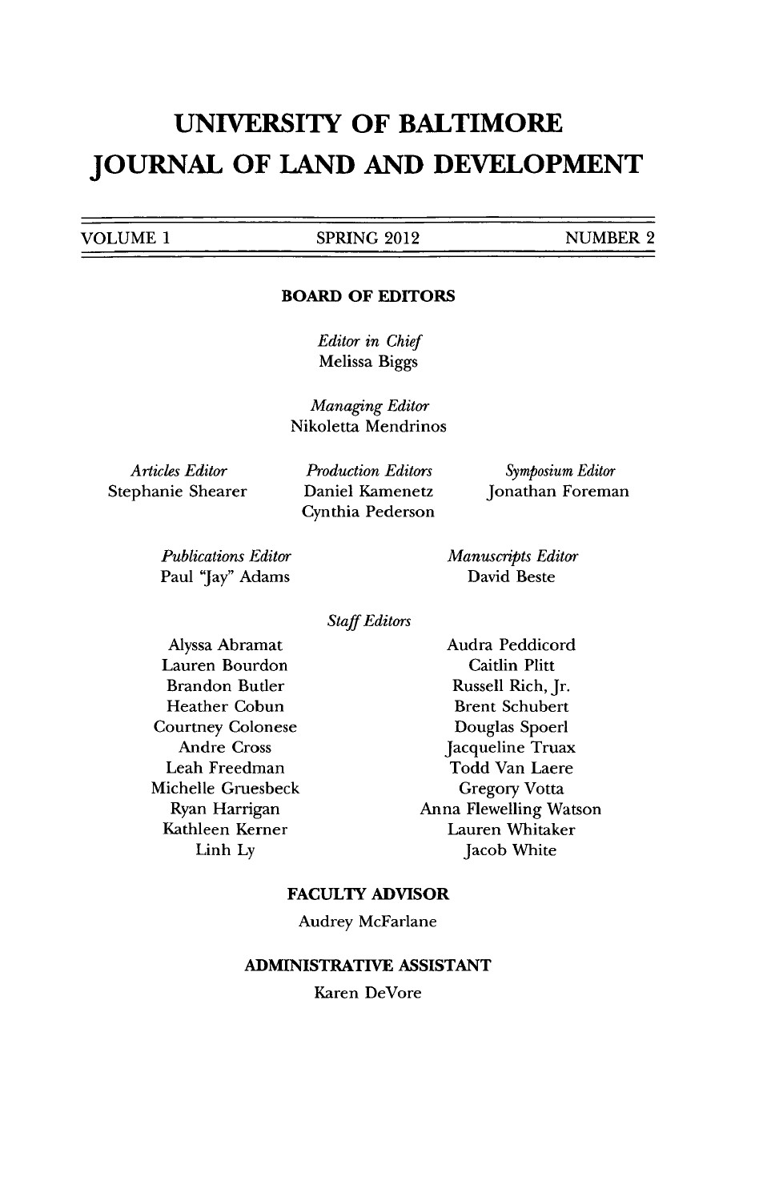# UNIVERSITY OF BALTIMORE JOURNAL OF LAND AND DEVELOPMENT

VOLUME 1 — SPRING 2012 — NUMBER 2

## BOARD OF EDITORS

*Editor in Chief*
Melissa Biggs

*Managing Editor*
Nikoletta Mendrinos

*Articles Editor*
Stephanie Shearer

*Production Editors*
Daniel Kamenetz
Cynthia Pederson

*Symposium Editor*
Jonathan Foreman

*Publications Editor*
Paul "Jay" Adams

*Manuscripts Editor*
David Beste

*Staff Editors*

Alyssa Abramat
Lauren Bourdon
Brandon Butler
Heather Cobun
Courtney Colonese
Andre Cross
Leah Freedman
Michelle Gruesbeck
Ryan Harrigan
Kathleen Kerner
Linh Ly
Audra Peddicord
Caitlin Plitt
Russell Rich, Jr.
Brent Schubert
Douglas Spoerl
Jacqueline Truax
Todd Van Laere
Gregory Votta
Anna Flewelling Watson
Lauren Whitaker
Jacob White

## FACULTY ADVISOR

Audrey McFarlane

## ADMINISTRATIVE ASSISTANT

Karen DeVore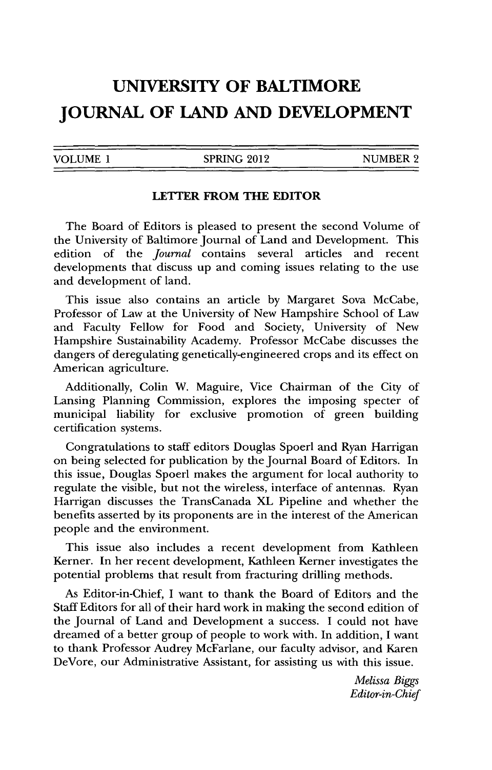# UNIVERSITY OF BALTIMORE JOURNAL OF LAND AND DEVELOPMENT

| VOLUME 1 | SPRING 2012 | NUMBER 2 |
|---|---|---|

## LETTER FROM THE EDITOR

The Board of Editors is pleased to present the second Volume of the University of Baltimore Journal of Land and Development. This edition of the *Journal* contains several articles and recent developments that discuss up and coming issues relating to the use and development of land.

This issue also contains an article by Margaret Sova McCabe, Professor of Law at the University of New Hampshire School of Law and Faculty Fellow for Food and Society, University of New Hampshire Sustainability Academy. Professor McCabe discusses the dangers of deregulating genetically-engineered crops and its effect on American agriculture.

Additionally, Colin W. Maguire, Vice Chairman of the City of Lansing Planning Commission, explores the imposing specter of municipal liability for exclusive promotion of green building certification systems.

Congratulations to staff editors Douglas Spoerl and Ryan Harrigan on being selected for publication by the Journal Board of Editors. In this issue, Douglas Spoerl makes the argument for local authority to regulate the visible, but not the wireless, interface of antennas. Ryan Harrigan discusses the TransCanada XL Pipeline and whether the benefits asserted by its proponents are in the interest of the American people and the environment.

This issue also includes a recent development from Kathleen Kerner. In her recent development, Kathleen Kerner investigates the potential problems that result from fracturing drilling methods.

As Editor-in-Chief, I want to thank the Board of Editors and the Staff Editors for all of their hard work in making the second edition of the Journal of Land and Development a success. I could not have dreamed of a better group of people to work with. In addition, I want to thank Professor Audrey McFarlane, our faculty advisor, and Karen DeVore, our Administrative Assistant, for assisting us with this issue.

*Melissa Biggs*
*Editor-in-Chief*